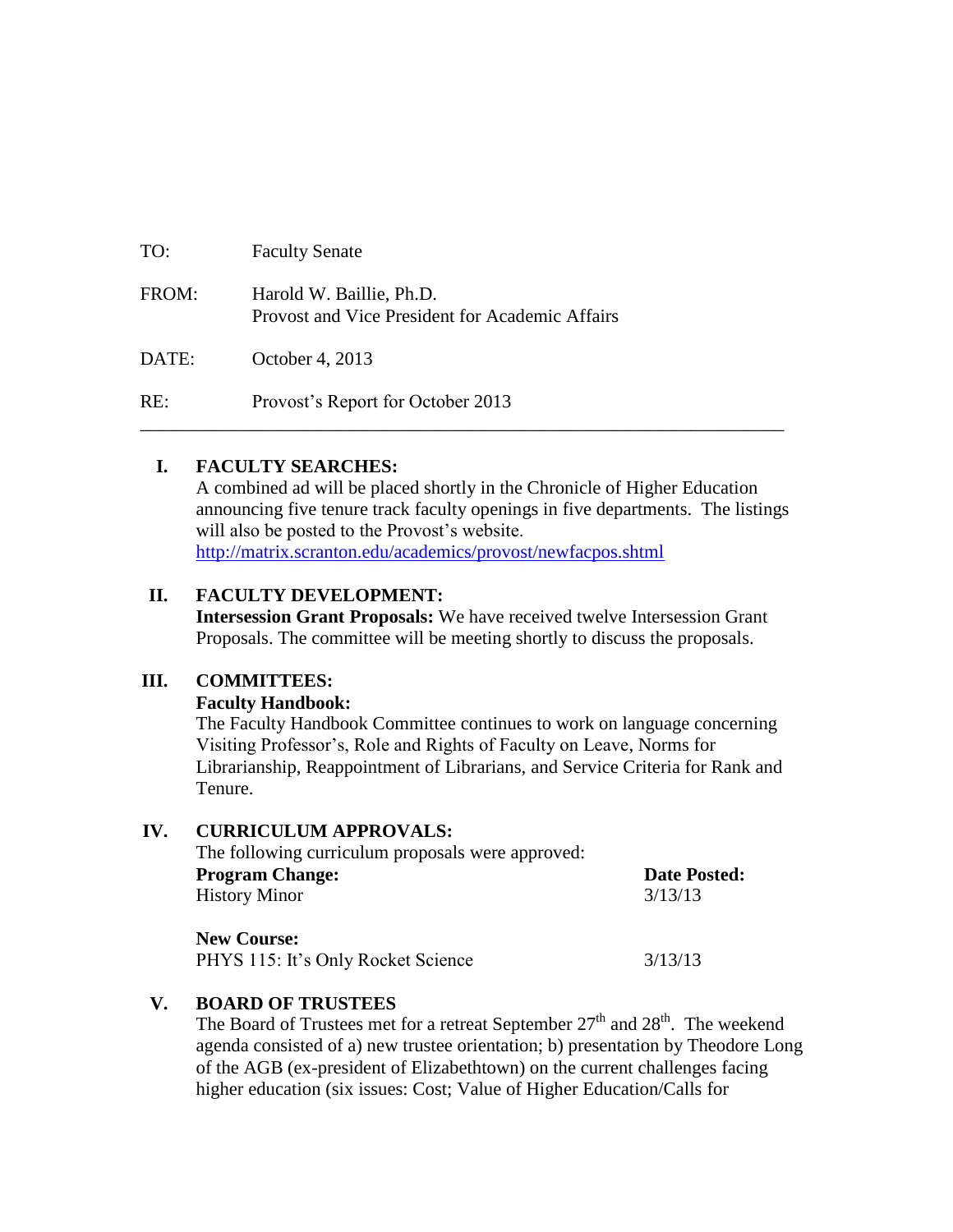TO: Faculty Senate

FROM: Harold W. Baillie, Ph.D.
Provost and Vice President for Academic Affairs

DATE: October 4, 2013

RE: Provost's Report for October 2013

---

## I. FACULTY SEARCHES:

A combined ad will be placed shortly in the Chronicle of Higher Education announcing five tenure track faculty openings in five departments. The listings will also be posted to the Provost's website.
http://matrix.scranton.edu/academics/provost/newfacpos.shtml

## II. FACULTY DEVELOPMENT:

**Intersession Grant Proposals:** We have received twelve Intersession Grant Proposals. The committee will be meeting shortly to discuss the proposals.

## III. COMMITTEES:

**Faculty Handbook:**

The Faculty Handbook Committee continues to work on language concerning Visiting Professor's, Role and Rights of Faculty on Leave, Norms for Librarianship, Reappointment of Librarians, and Service Criteria for Rank and Tenure.

## IV. CURRICULUM APPROVALS:

The following curriculum proposals were approved:

| **Program Change:** | **Date Posted:** |
|---|---|
| History Minor | 3/13/13 |
| **New Course:** | |
| PHYS 115: It's Only Rocket Science | 3/13/13 |

## V. BOARD OF TRUSTEES

The Board of Trustees met for a retreat September 27th and 28th. The weekend agenda consisted of a) new trustee orientation; b) presentation by Theodore Long of the AGB (ex-president of Elizabethtown) on the current challenges facing higher education (six issues: Cost; Value of Higher Education/Calls for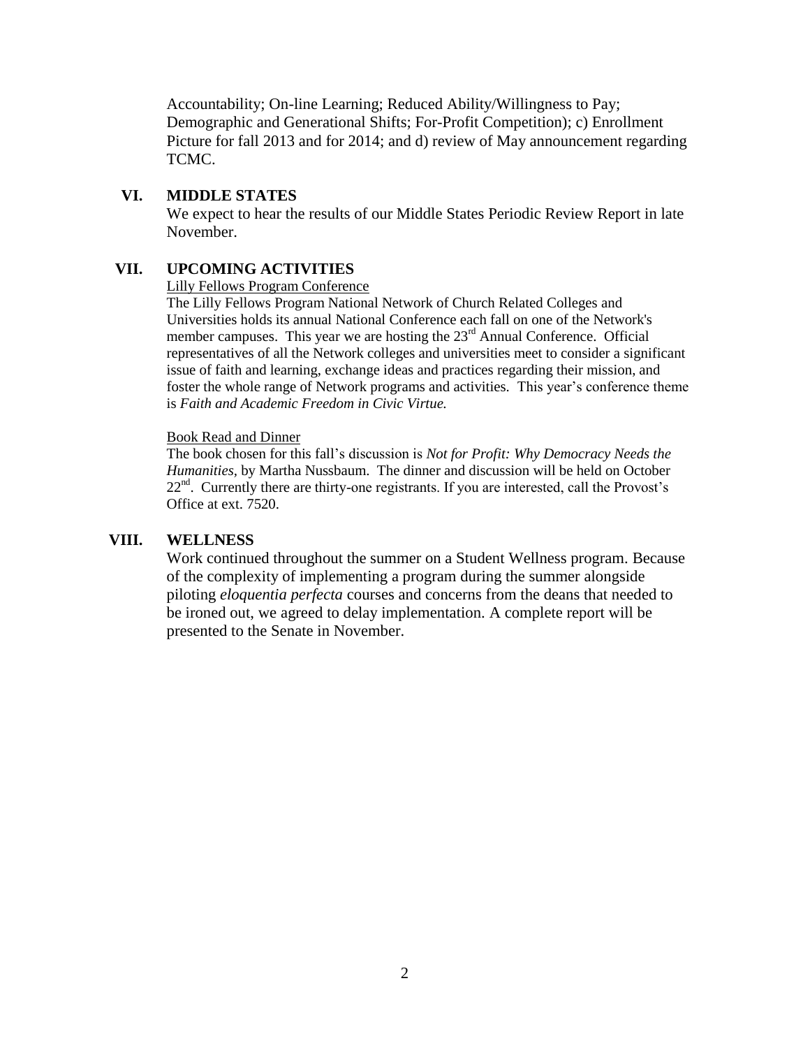Accountability; On-line Learning; Reduced Ability/Willingness to Pay; Demographic and Generational Shifts; For-Profit Competition); c) Enrollment Picture for fall 2013 and for 2014; and d) review of May announcement regarding TCMC.

## VI. MIDDLE STATES

We expect to hear the results of our Middle States Periodic Review Report in late November.

## VII. UPCOMING ACTIVITIES

Lilly Fellows Program Conference

The Lilly Fellows Program National Network of Church Related Colleges and Universities holds its annual National Conference each fall on one of the Network's member campuses. This year we are hosting the 23rd Annual Conference. Official representatives of all the Network colleges and universities meet to consider a significant issue of faith and learning, exchange ideas and practices regarding their mission, and foster the whole range of Network programs and activities. This year's conference theme is *Faith and Academic Freedom in Civic Virtue.*

Book Read and Dinner

The book chosen for this fall's discussion is *Not for Profit: Why Democracy Needs the Humanities*, by Martha Nussbaum. The dinner and discussion will be held on October 22nd. Currently there are thirty-one registrants. If you are interested, call the Provost's Office at ext. 7520.

## VIII. WELLNESS

Work continued throughout the summer on a Student Wellness program. Because of the complexity of implementing a program during the summer alongside piloting *eloquentia perfecta* courses and concerns from the deans that needed to be ironed out, we agreed to delay implementation. A complete report will be presented to the Senate in November.